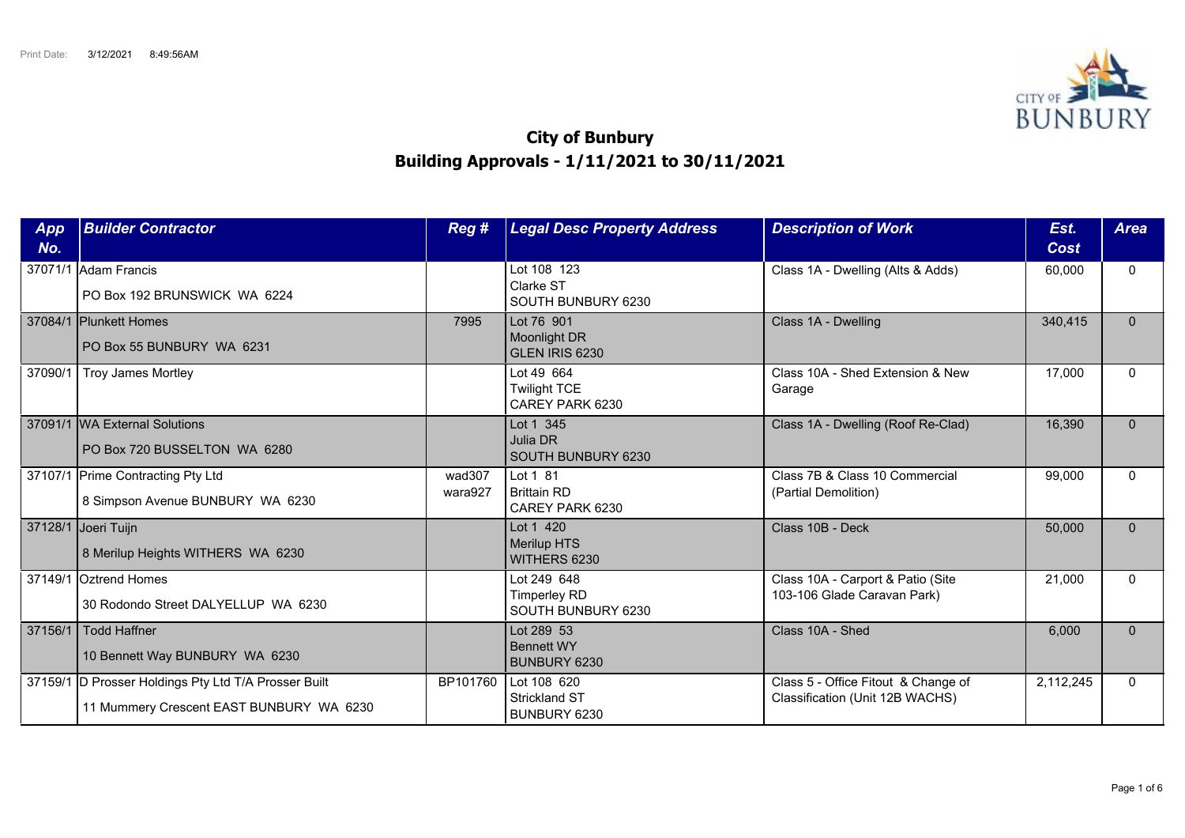Print Date: 3/12/2021 8:49:56AM

# City of Bunbury
## Building Approvals - 1/11/2021 to 30/11/2021

| App No. | Builder Contractor | Reg # | Legal Desc Property Address | Description of Work | Est. Cost | Area |
|---|---|---|---|---|---|---|
| 37071/1 | Adam Francis<br>PO Box 192 BRUNSWICK WA 6224 | | Lot 108 123<br>Clarke ST<br>SOUTH BUNBURY 6230 | Class 1A - Dwelling (Alts & Adds) | 60,000 | 0 |
| 37084/1 | Plunkett Homes<br>PO Box 55 BUNBURY WA 6231 | 7995 | Lot 76 901<br>Moonlight DR<br>GLEN IRIS 6230 | Class 1A - Dwelling | 340,415 | 0 |
| 37090/1 | Troy James Mortley | | Lot 49 664<br>Twilight TCE<br>CAREY PARK 6230 | Class 10A - Shed Extension & New Garage | 17,000 | 0 |
| 37091/1 | WA External Solutions<br>PO Box 720 BUSSELTON WA 6280 | | Lot 1 345<br>Julia DR<br>SOUTH BUNBURY 6230 | Class 1A - Dwelling (Roof Re-Clad) | 16,390 | 0 |
| 37107/1 | Prime Contracting Pty Ltd<br>8 Simpson Avenue BUNBURY WA 6230 | wad307<br>wara927 | Lot 1 81<br>Brittain RD<br>CAREY PARK 6230 | Class 7B & Class 10 Commercial (Partial Demolition) | 99,000 | 0 |
| 37128/1 | Joeri Tuijn<br>8 Merilup Heights WITHERS WA 6230 | | Lot 1 420<br>Merilup HTS<br>WITHERS 6230 | Class 10B - Deck | 50,000 | 0 |
| 37149/1 | Oztrend Homes<br>30 Rodondo Street DALYELLUP WA 6230 | | Lot 249 648<br>Timperley RD<br>SOUTH BUNBURY 6230 | Class 10A - Carport & Patio (Site 103-106 Glade Caravan Park) | 21,000 | 0 |
| 37156/1 | Todd Haffner<br>10 Bennett Way BUNBURY WA 6230 | | Lot 289 53<br>Bennett WY<br>BUNBURY 6230 | Class 10A - Shed | 6,000 | 0 |
| 37159/1 | D Prosser Holdings Pty Ltd T/A Prosser Built<br>11 Mummery Crescent EAST BUNBURY WA 6230 | BP101760 | Lot 108 620<br>Strickland ST<br>BUNBURY 6230 | Class 5 - Office Fitout & Change of Classification (Unit 12B WACHS) | 2,112,245 | 0 |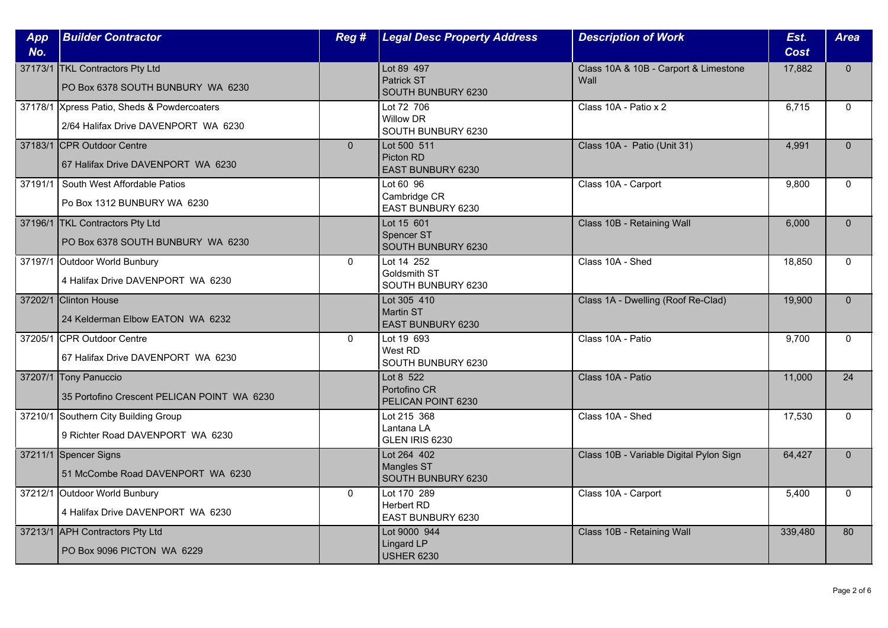| App No. | Builder Contractor | Reg # | Legal Desc Property Address | Description of Work | Est. Cost | Area |
|---|---|---|---|---|---|---|
| 37173/1 | TKL Contractors Pty Ltd<br>PO Box 6378 SOUTH BUNBURY WA 6230 | | Lot 89 497<br>Patrick ST<br>SOUTH BUNBURY 6230 | Class 10A & 10B - Carport & Limestone Wall | 17,882 | 0 |
| 37178/1 | Xpress Patio, Sheds & Powdercoaters<br>2/64 Halifax Drive DAVENPORT WA 6230 | | Lot 72 706<br>Willow DR<br>SOUTH BUNBURY 6230 | Class 10A - Patio x 2 | 6,715 | 0 |
| 37183/1 | CPR Outdoor Centre<br>67 Halifax Drive DAVENPORT WA 6230 | 0 | Lot 500 511<br>Picton RD<br>EAST BUNBURY 6230 | Class 10A - Patio (Unit 31) | 4,991 | 0 |
| 37191/1 | South West Affordable Patios<br>Po Box 1312 BUNBURY WA 6230 | | Lot 60 96<br>Cambridge CR<br>EAST BUNBURY 6230 | Class 10A - Carport | 9,800 | 0 |
| 37196/1 | TKL Contractors Pty Ltd<br>PO Box 6378 SOUTH BUNBURY WA 6230 | | Lot 15 601<br>Spencer ST<br>SOUTH BUNBURY 6230 | Class 10B - Retaining Wall | 6,000 | 0 |
| 37197/1 | Outdoor World Bunbury<br>4 Halifax Drive DAVENPORT WA 6230 | 0 | Lot 14 252<br>Goldsmith ST<br>SOUTH BUNBURY 6230 | Class 10A - Shed | 18,850 | 0 |
| 37202/1 | Clinton House<br>24 Kelderman Elbow EATON WA 6232 | | Lot 305 410<br>Martin ST<br>EAST BUNBURY 6230 | Class 1A - Dwelling (Roof Re-Clad) | 19,900 | 0 |
| 37205/1 | CPR Outdoor Centre<br>67 Halifax Drive DAVENPORT WA 6230 | 0 | Lot 19 693<br>West RD<br>SOUTH BUNBURY 6230 | Class 10A - Patio | 9,700 | 0 |
| 37207/1 | Tony Panuccio<br>35 Portofino Crescent PELICAN POINT WA 6230 | | Lot 8 522<br>Portofino CR<br>PELICAN POINT 6230 | Class 10A - Patio | 11,000 | 24 |
| 37210/1 | Southern City Building Group<br>9 Richter Road DAVENPORT WA 6230 | | Lot 215 368<br>Lantana LA<br>GLEN IRIS 6230 | Class 10A - Shed | 17,530 | 0 |
| 37211/1 | Spencer Signs<br>51 McCombe Road DAVENPORT WA 6230 | | Lot 264 402<br>Mangles ST<br>SOUTH BUNBURY 6230 | Class 10B - Variable Digital Pylon Sign | 64,427 | 0 |
| 37212/1 | Outdoor World Bunbury<br>4 Halifax Drive DAVENPORT WA 6230 | 0 | Lot 170 289<br>Herbert RD<br>EAST BUNBURY 6230 | Class 10A - Carport | 5,400 | 0 |
| 37213/1 | APH Contractors Pty Ltd<br>PO Box 9096 PICTON WA 6229 | | Lot 9000 944<br>Lingard LP<br>USHER 6230 | Class 10B - Retaining Wall | 339,480 | 80 |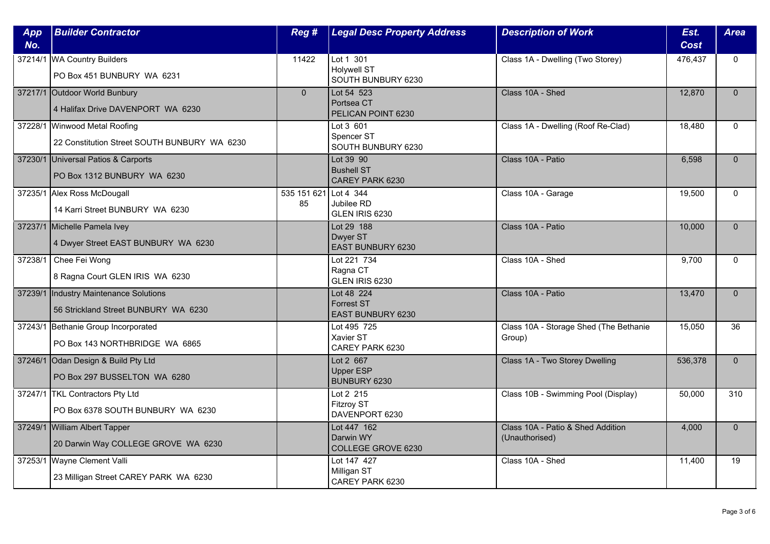| App No. | Builder Contractor | Reg # | Legal Desc Property Address | Description of Work | Est. Cost | Area |
|---|---|---|---|---|---|---|
| 37214/1 | WA Country Builders<br>PO Box 451 BUNBURY WA 6231 | 11422 | Lot 1 301<br>Holywell ST<br>SOUTH BUNBURY 6230 | Class 1A - Dwelling (Two Storey) | 476,437 | 0 |
| 37217/1 | Outdoor World Bunbury<br>4 Halifax Drive DAVENPORT WA 6230 | 0 | Lot 54 523<br>Portsea CT<br>PELICAN POINT 6230 | Class 10A - Shed | 12,870 | 0 |
| 37228/1 | Winwood Metal Roofing<br>22 Constitution Street SOUTH BUNBURY WA 6230 | | Lot 3 601<br>Spencer ST<br>SOUTH BUNBURY 6230 | Class 1A - Dwelling (Roof Re-Clad) | 18,480 | 0 |
| 37230/1 | Universal Patios & Carports<br>PO Box 1312 BUNBURY WA 6230 | | Lot 39 90<br>Bushell ST<br>CAREY PARK 6230 | Class 10A - Patio | 6,598 | 0 |
| 37235/1 | Alex Ross McDougall<br>14 Karri Street BUNBURY WA 6230 | 535 151 621 85 | Lot 4 344<br>Jubilee RD<br>GLEN IRIS 6230 | Class 10A - Garage | 19,500 | 0 |
| 37237/1 | Michelle Pamela Ivey<br>4 Dwyer Street EAST BUNBURY WA 6230 | | Lot 29 188<br>Dwyer ST<br>EAST BUNBURY 6230 | Class 10A - Patio | 10,000 | 0 |
| 37238/1 | Chee Fei Wong<br>8 Ragna Court GLEN IRIS WA 6230 | | Lot 221 734<br>Ragna CT<br>GLEN IRIS 6230 | Class 10A - Shed | 9,700 | 0 |
| 37239/1 | Industry Maintenance Solutions<br>56 Strickland Street BUNBURY WA 6230 | | Lot 48 224<br>Forrest ST<br>EAST BUNBURY 6230 | Class 10A - Patio | 13,470 | 0 |
| 37243/1 | Bethanie Group Incorporated<br>PO Box 143 NORTHBRIDGE WA 6865 | | Lot 495 725<br>Xavier ST<br>CAREY PARK 6230 | Class 10A - Storage Shed (The Bethanie Group) | 15,050 | 36 |
| 37246/1 | Odan Design & Build Pty Ltd<br>PO Box 297 BUSSELTON WA 6280 | | Lot 2 667<br>Upper ESP<br>BUNBURY 6230 | Class 1A - Two Storey Dwelling | 536,378 | 0 |
| 37247/1 | TKL Contractors Pty Ltd<br>PO Box 6378 SOUTH BUNBURY WA 6230 | | Lot 2 215<br>Fitzroy ST<br>DAVENPORT 6230 | Class 10B - Swimming Pool (Display) | 50,000 | 310 |
| 37249/1 | William Albert Tapper<br>20 Darwin Way COLLEGE GROVE WA 6230 | | Lot 447 162<br>Darwin WY<br>COLLEGE GROVE 6230 | Class 10A - Patio & Shed Addition (Unauthorised) | 4,000 | 0 |
| 37253/1 | Wayne Clement Valli<br>23 Milligan Street CAREY PARK WA 6230 | | Lot 147 427<br>Milligan ST<br>CAREY PARK 6230 | Class 10A - Shed | 11,400 | 19 |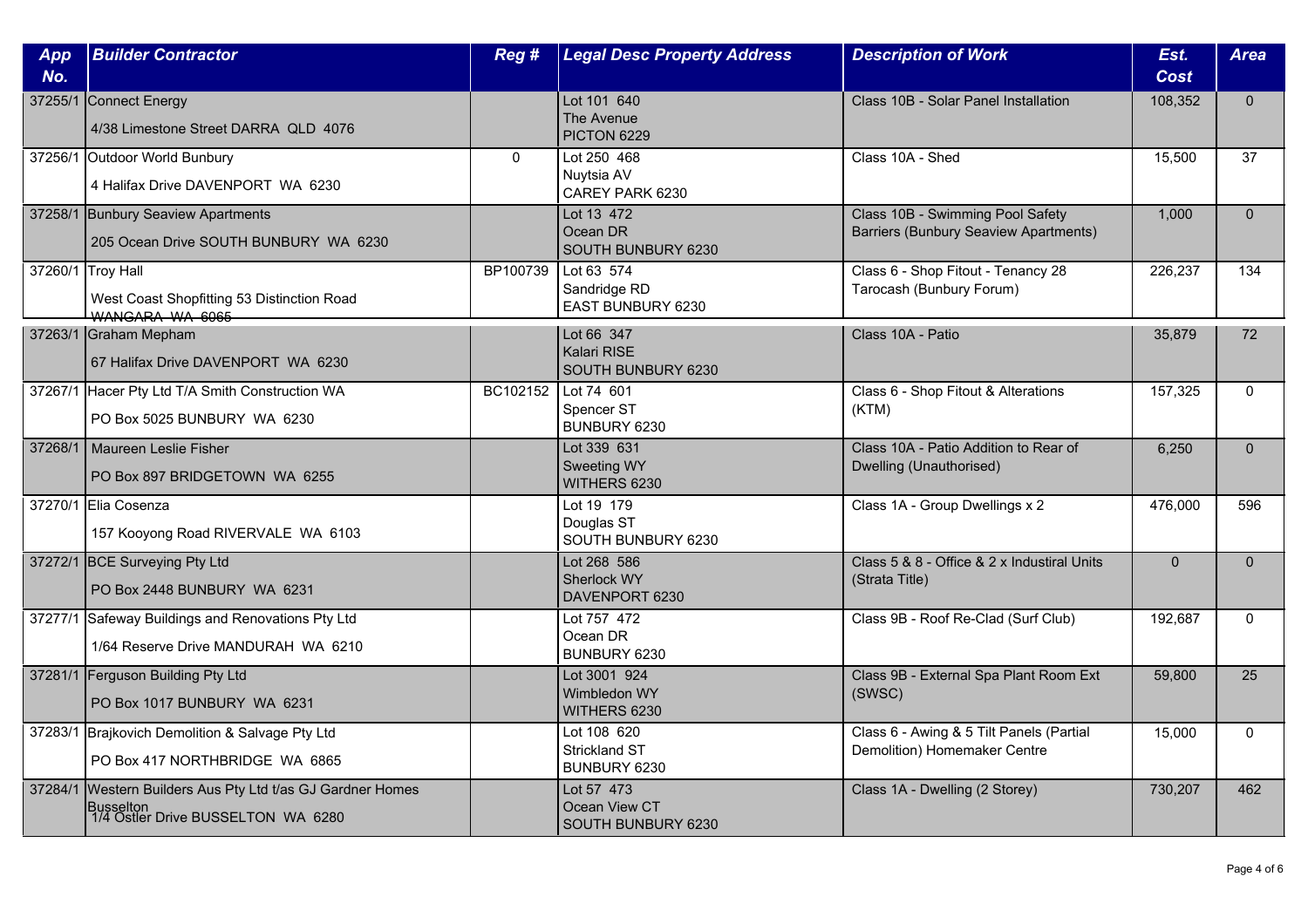| App No. | Builder Contractor | Reg # | Legal Desc Property Address | Description of Work | Est. Cost | Area |
|---|---|---|---|---|---|---|
| 37255/1 | Connect Energy<br>4/38 Limestone Street DARRA QLD 4076 | | Lot 101 640<br>The Avenue<br>PICTON 6229 | Class 10B - Solar Panel Installation | 108,352 | 0 |
| 37256/1 | Outdoor World Bunbury<br>4 Halifax Drive DAVENPORT WA 6230 | 0 | Lot 250 468<br>Nuytsia AV<br>CAREY PARK 6230 | Class 10A - Shed | 15,500 | 37 |
| 37258/1 | Bunbury Seaview Apartments<br>205 Ocean Drive SOUTH BUNBURY WA 6230 | | Lot 13 472<br>Ocean DR<br>SOUTH BUNBURY 6230 | Class 10B - Swimming Pool Safety Barriers (Bunbury Seaview Apartments) | 1,000 | 0 |
| 37260/1 | Troy Hall<br>West Coast Shopfitting 53 Distinction Road WANGARA WA 6065 | BP100739 | Lot 63 574<br>Sandridge RD<br>EAST BUNBURY 6230 | Class 6 - Shop Fitout - Tenancy 28 Tarocash (Bunbury Forum) | 226,237 | 134 |
| 37263/1 | Graham Mepham<br>67 Halifax Drive DAVENPORT WA 6230 | | Lot 66 347<br>Kalari RISE<br>SOUTH BUNBURY 6230 | Class 10A - Patio | 35,879 | 72 |
| 37267/1 | Hacer Pty Ltd T/A Smith Construction WA<br>PO Box 5025 BUNBURY WA 6230 | BC102152 | Lot 74 601<br>Spencer ST<br>BUNBURY 6230 | Class 6 - Shop Fitout & Alterations (KTM) | 157,325 | 0 |
| 37268/1 | Maureen Leslie Fisher<br>PO Box 897 BRIDGETOWN WA 6255 | | Lot 339 631<br>Sweeting WY<br>WITHERS 6230 | Class 10A - Patio Addition to Rear of Dwelling (Unauthorised) | 6,250 | 0 |
| 37270/1 | Elia Cosenza<br>157 Kooyong Road RIVERVALE WA 6103 | | Lot 19 179<br>Douglas ST<br>SOUTH BUNBURY 6230 | Class 1A - Group Dwellings x 2 | 476,000 | 596 |
| 37272/1 | BCE Surveying Pty Ltd<br>PO Box 2448 BUNBURY WA 6231 | | Lot 268 586<br>Sherlock WY<br>DAVENPORT 6230 | Class 5 & 8 - Office & 2 x Industral Units (Strata Title) | 0 | 0 |
| 37277/1 | Safeway Buildings and Renovations Pty Ltd<br>1/64 Reserve Drive MANDURAH WA 6210 | | Lot 757 472<br>Ocean DR<br>BUNBURY 6230 | Class 9B - Roof Re-Clad (Surf Club) | 192,687 | 0 |
| 37281/1 | Ferguson Building Pty Ltd<br>PO Box 1017 BUNBURY WA 6231 | | Lot 3001 924<br>Wimbledon WY<br>WITHERS 6230 | Class 9B - External Spa Plant Room Ext (SWSC) | 59,800 | 25 |
| 37283/1 | Brajkovich Demolition & Salvage Pty Ltd<br>PO Box 417 NORTHBRIDGE WA 6865 | | Lot 108 620<br>Strickland ST<br>BUNBURY 6230 | Class 6 - Awing & 5 Tilt Panels (Partial Demolition) Homemaker Centre | 15,000 | 0 |
| 37284/1 | Western Builders Aus Pty Ltd t/as GJ Gardner Homes Busselton<br>1/4 Ostler Drive BUSSELTON WA 6280 | | Lot 57 473<br>Ocean View CT<br>SOUTH BUNBURY 6230 | Class 1A - Dwelling (2 Storey) | 730,207 | 462 |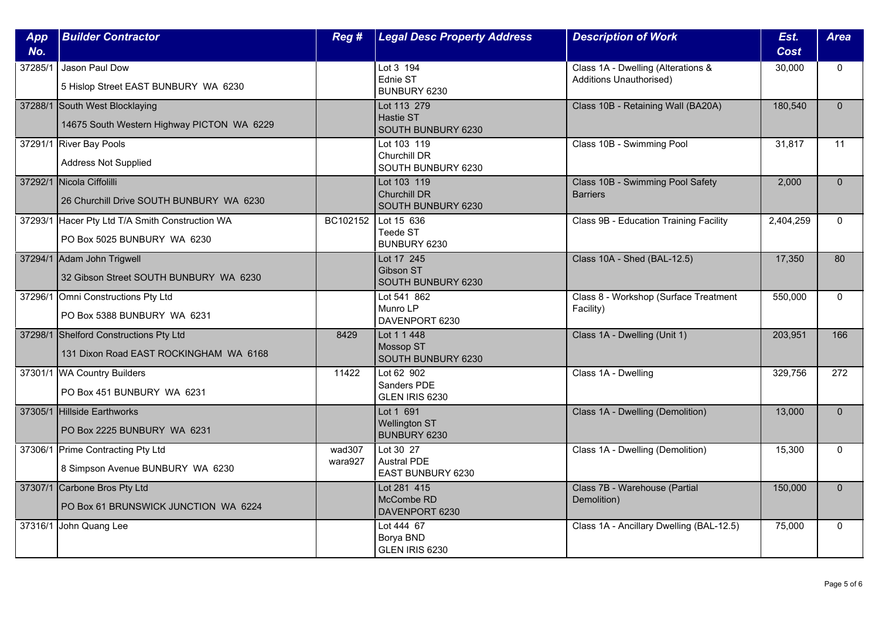| App No. | Builder Contractor | Reg # | Legal Desc Property Address | Description of Work | Est. Cost | Area |
|---|---|---|---|---|---|---|
| 37285/1 | Jason Paul Dow<br>5 Hislop Street EAST BUNBURY WA 6230 | | Lot 3 194<br>Ednie ST<br>BUNBURY 6230 | Class 1A - Dwelling (Alterations & Additions Unauthorised) | 30,000 | 0 |
| 37288/1 | South West Blocklaying<br>14675 South Western Highway PICTON WA 6229 | | Lot 113 279<br>Hastie ST<br>SOUTH BUNBURY 6230 | Class 10B - Retaining Wall (BA20A) | 180,540 | 0 |
| 37291/1 | River Bay Pools<br>Address Not Supplied | | Lot 103 119<br>Churchill DR<br>SOUTH BUNBURY 6230 | Class 10B - Swimming Pool | 31,817 | 11 |
| 37292/1 | Nicola Ciffolilli<br>26 Churchill Drive SOUTH BUNBURY WA 6230 | | Lot 103 119<br>Churchill DR<br>SOUTH BUNBURY 6230 | Class 10B - Swimming Pool Safety Barriers | 2,000 | 0 |
| 37293/1 | Hacer Pty Ltd T/A Smith Construction WA<br>PO Box 5025 BUNBURY WA 6230 | BC102152 | Lot 15 636<br>Teede ST<br>BUNBURY 6230 | Class 9B - Education Training Facility | 2,404,259 | 0 |
| 37294/1 | Adam John Trigwell<br>32 Gibson Street SOUTH BUNBURY WA 6230 | | Lot 17 245<br>Gibson ST<br>SOUTH BUNBURY 6230 | Class 10A - Shed (BAL-12.5) | 17,350 | 80 |
| 37296/1 | Omni Constructions Pty Ltd<br>PO Box 5388 BUNBURY WA 6231 | | Lot 541 862<br>Munro LP<br>DAVENPORT 6230 | Class 8 - Workshop (Surface Treatment Facility) | 550,000 | 0 |
| 37298/1 | Shelford Constructions Pty Ltd<br>131 Dixon Road EAST ROCKINGHAM WA 6168 | 8429 | Lot 1 1 448<br>Mossop ST<br>SOUTH BUNBURY 6230 | Class 1A - Dwelling (Unit 1) | 203,951 | 166 |
| 37301/1 | WA Country Builders<br>PO Box 451 BUNBURY WA 6231 | 11422 | Lot 62 902<br>Sanders PDE<br>GLEN IRIS 6230 | Class 1A - Dwelling | 329,756 | 272 |
| 37305/1 | Hillside Earthworks<br>PO Box 2225 BUNBURY WA 6231 | | Lot 1 691<br>Wellington ST<br>BUNBURY 6230 | Class 1A - Dwelling (Demolition) | 13,000 | 0 |
| 37306/1 | Prime Contracting Pty Ltd<br>8 Simpson Avenue BUNBURY WA 6230 | wad307<br>wara927 | Lot 30 27<br>Austral PDE<br>EAST BUNBURY 6230 | Class 1A - Dwelling (Demolition) | 15,300 | 0 |
| 37307/1 | Carbone Bros Pty Ltd<br>PO Box 61 BRUNSWICK JUNCTION WA 6224 | | Lot 281 415<br>McCombe RD<br>DAVENPORT 6230 | Class 7B - Warehouse (Partial Demolition) | 150,000 | 0 |
| 37316/1 | John Quang Lee | | Lot 444 67<br>Borya BND<br>GLEN IRIS 6230 | Class 1A - Ancillary Dwelling (BAL-12.5) | 75,000 | 0 |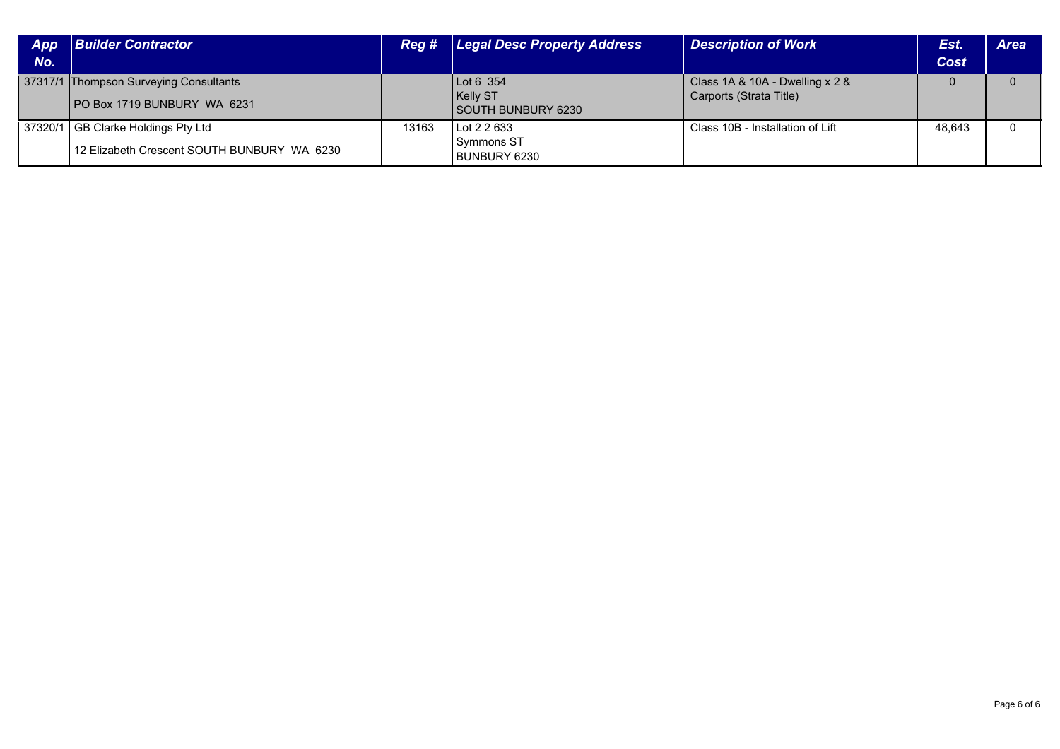| App No. | Builder Contractor | Reg # | Legal Desc Property Address | Description of Work | Est. Cost | Area |
|---|---|---|---|---|---|---|
| 37317/1 | Thompson Surveying Consultants<br>PO Box 1719 BUNBURY WA 6231 | | Lot 6 354<br>Kelly ST<br>SOUTH BUNBURY 6230 | Class 1A & 10A - Dwelling x 2 & Carports (Strata Title) | 0 | 0 |
| 37320/1 | GB Clarke Holdings Pty Ltd<br>12 Elizabeth Crescent SOUTH BUNBURY WA 6230 | 13163 | Lot 2 2 633<br>Symmons ST<br>BUNBURY 6230 | Class 10B - Installation of Lift | 48,643 | 0 |